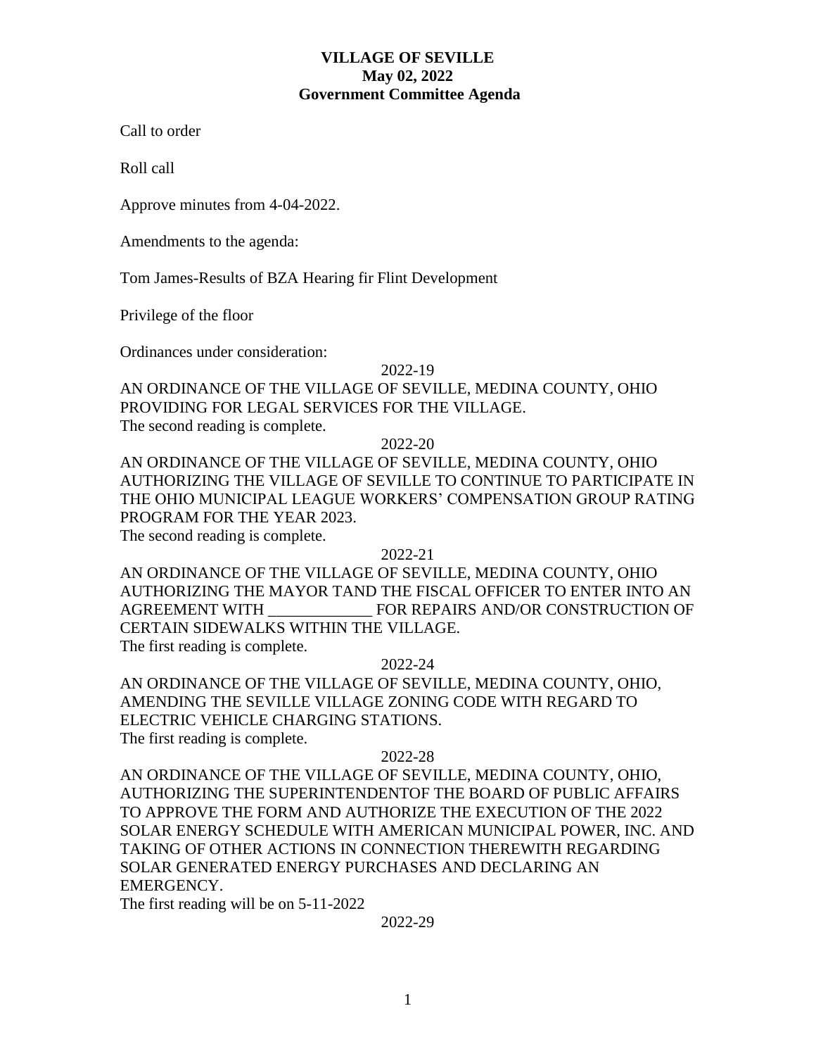# VILLAGE OF SEVILLE
## May 02, 2022
## Government Committee Agenda

Call to order

Roll call

Approve minutes from 4-04-2022.

Amendments to the agenda:

Tom James-Results of BZA Hearing fir Flint Development

Privilege of the floor

Ordinances under consideration:

2022-19

AN ORDINANCE OF THE VILLAGE OF SEVILLE, MEDINA COUNTY, OHIO PROVIDING FOR LEGAL SERVICES FOR THE VILLAGE.
The second reading is complete.

2022-20

AN ORDINANCE OF THE VILLAGE OF SEVILLE, MEDINA COUNTY, OHIO AUTHORIZING THE VILLAGE OF SEVILLE TO CONTINUE TO PARTICIPATE IN THE OHIO MUNICIPAL LEAGUE WORKERS' COMPENSATION GROUP RATING PROGRAM FOR THE YEAR 2023.
The second reading is complete.

2022-21

AN ORDINANCE OF THE VILLAGE OF SEVILLE, MEDINA COUNTY, OHIO AUTHORIZING THE MAYOR TAND THE FISCAL OFFICER TO ENTER INTO AN AGREEMENT WITH _____________ FOR REPAIRS AND/OR CONSTRUCTION OF CERTAIN SIDEWALKS WITHIN THE VILLAGE.
The first reading is complete.

2022-24

AN ORDINANCE OF THE VILLAGE OF SEVILLE, MEDINA COUNTY, OHIO, AMENDING THE SEVILLE VILLAGE ZONING CODE WITH REGARD TO ELECTRIC VEHICLE CHARGING STATIONS.
The first reading is complete.

2022-28

AN ORDINANCE OF THE VILLAGE OF SEVILLE, MEDINA COUNTY, OHIO, AUTHORIZING THE SUPERINTENDENTOF THE BOARD OF PUBLIC AFFAIRS TO APPROVE THE FORM AND AUTHORIZE THE EXECUTION OF THE 2022 SOLAR ENERGY SCHEDULE WITH AMERICAN MUNICIPAL POWER, INC. AND TAKING OF OTHER ACTIONS IN CONNECTION THEREWITH REGARDING SOLAR GENERATED ENERGY PURCHASES AND DECLARING AN EMERGENCY.
The first reading will be on 5-11-2022

2022-29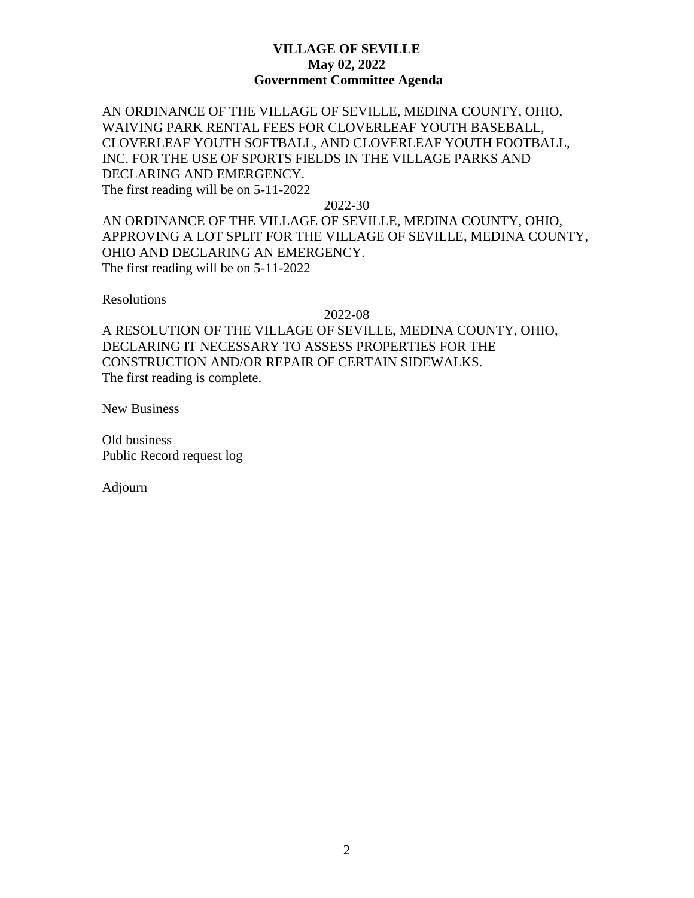**VILLAGE OF SEVILLE**
**May 02, 2022**
**Government Committee Agenda**

AN ORDINANCE OF THE VILLAGE OF SEVILLE, MEDINA COUNTY, OHIO, WAIVING PARK RENTAL FEES FOR CLOVERLEAF YOUTH BASEBALL, CLOVERLEAF YOUTH SOFTBALL, AND CLOVERLEAF YOUTH FOOTBALL, INC. FOR THE USE OF SPORTS FIELDS IN THE VILLAGE PARKS AND DECLARING AND EMERGENCY.
The first reading will be on 5-11-2022

2022-30

AN ORDINANCE OF THE VILLAGE OF SEVILLE, MEDINA COUNTY, OHIO, APPROVING A LOT SPLIT FOR THE VILLAGE OF SEVILLE, MEDINA COUNTY, OHIO AND DECLARING AN EMERGENCY.
The first reading will be on 5-11-2022

Resolutions

2022-08

A RESOLUTION OF THE VILLAGE OF SEVILLE, MEDINA COUNTY, OHIO, DECLARING IT NECESSARY TO ASSESS PROPERTIES FOR THE CONSTRUCTION AND/OR REPAIR OF CERTAIN SIDEWALKS.
The first reading is complete.

New Business

Old business
Public Record request log

Adjourn